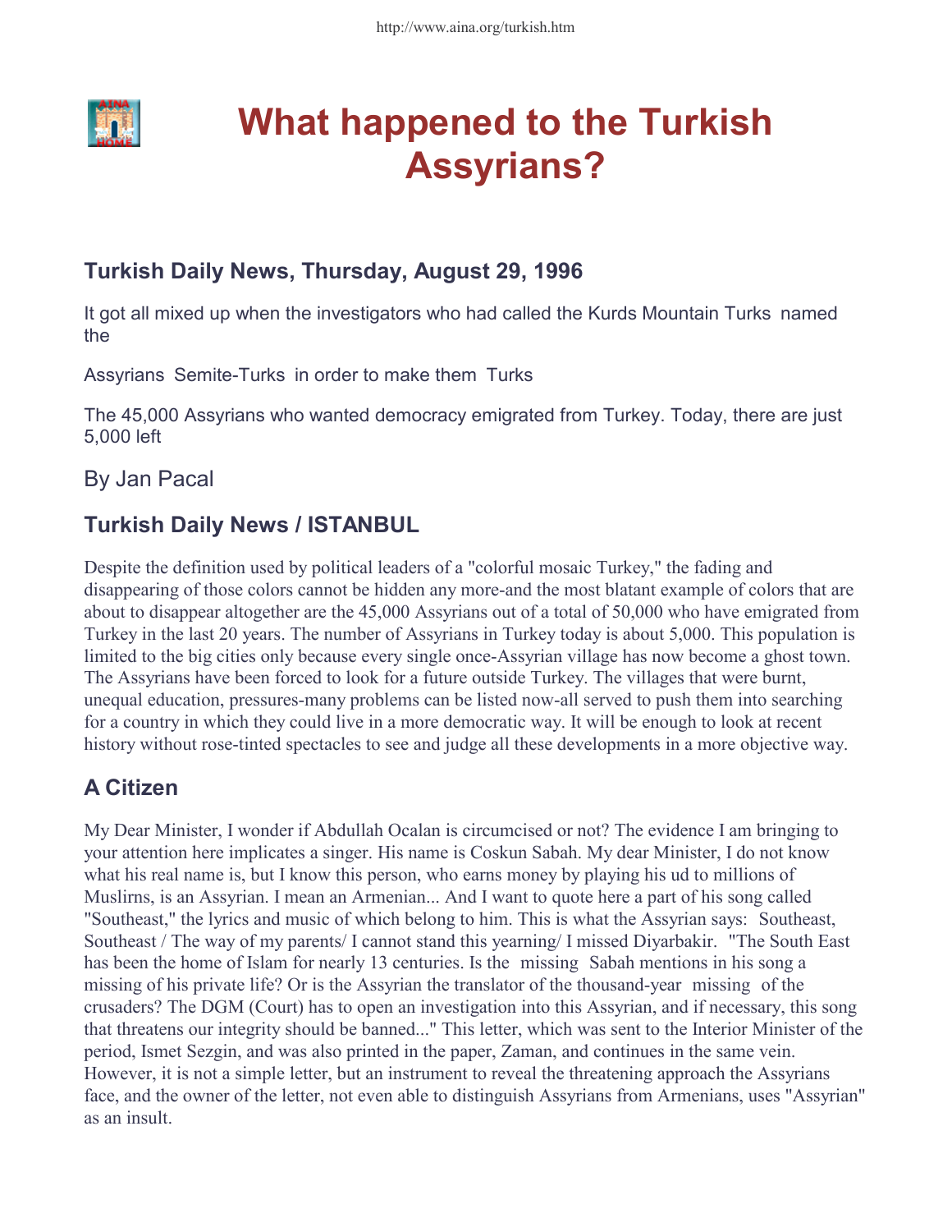# What happened to the Turkish Assyrians?

## Turkish Daily News, Thursday, August 29, 1996

It got all mixed up when the investigators who had called the Kurds Mountain Turks named the

Assyrians Semite-Turks in order to make them Turks

The 45,000 Assyrians who wanted democracy emigrated from Turkey. Today, there are just 5,000 left

By Jan Pacal

## Turkish Daily News / ISTANBUL

Despite the definition used by political leaders of a "colorful mosaic Turkey," the fading and disappearing of those colors cannot be hidden any more-and the most blatant example of colors that are about to disappear altogether are the 45,000 Assyrians out of a total of 50,000 who have emigrated from Turkey in the last 20 years. The number of Assyrians in Turkey today is about 5,000. This population is limited to the big cities only because every single once-Assyrian village has now become a ghost town. The Assyrians have been forced to look for a future outside Turkey. The villages that were burnt, unequal education, pressures-many problems can be listed now-all served to push them into searching for a country in which they could live in a more democratic way. It will be enough to look at recent history without rose-tinted spectacles to see and judge all these developments in a more objective way.

## A Citizen

My Dear Minister, I wonder if Abdullah Ocalan is circumcised or not? The evidence I am bringing to your attention here implicates a singer. His name is Coskun Sabah. My dear Minister, I do not know what his real name is, but I know this person, who earns money by playing his ud to millions of Muslirns, is an Assyrian. I mean an Armenian... And I want to quote here a part of his song called "Southeast," the lyrics and music of which belong to him. This is what the Assyrian says: Southeast, Southeast / The way of my parents/ I cannot stand this yearning/ I missed Diyarbakir. "The South East has been the home of Islam for nearly 13 centuries. Is the missing Sabah mentions in his song a missing of his private life? Or is the Assyrian the translator of the thousand-year missing of the crusaders? The DGM (Court) has to open an investigation into this Assyrian, and if necessary, this song that threatens our integrity should be banned..." This letter, which was sent to the Interior Minister of the period, Ismet Sezgin, and was also printed in the paper, Zaman, and continues in the same vein. However, it is not a simple letter, but an instrument to reveal the threatening approach the Assyrians face, and the owner of the letter, not even able to distinguish Assyrians from Armenians, uses "Assyrian" as an insult.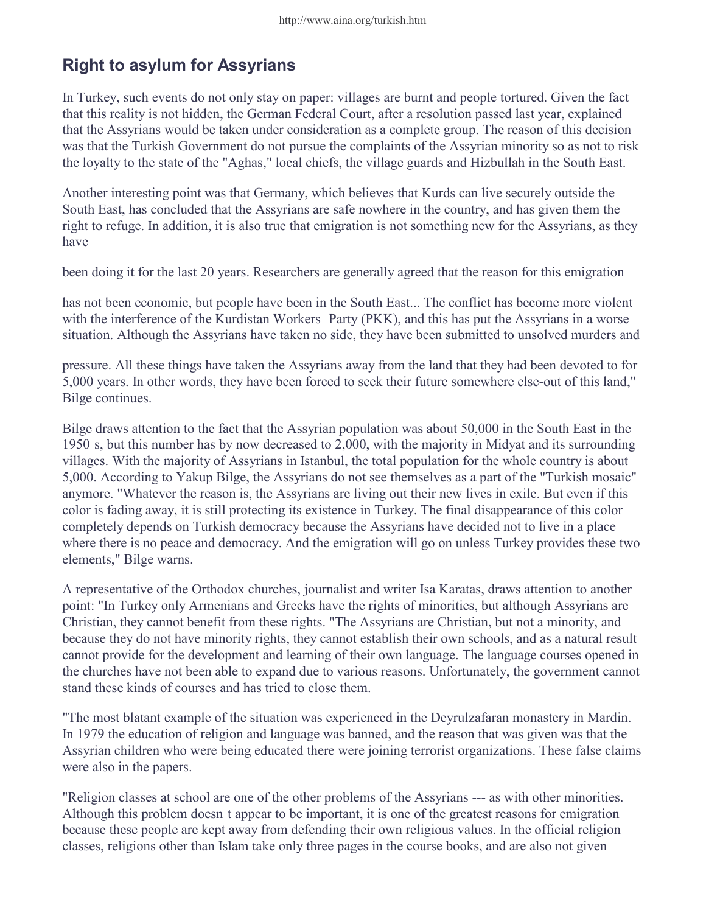## Right to asylum for Assyrians

In Turkey, such events do not only stay on paper: villages are burnt and people tortured. Given the fact that this reality is not hidden, the German Federal Court, after a resolution passed last year, explained that the Assyrians would be taken under consideration as a complete group. The reason of this decision was that the Turkish Government do not pursue the complaints of the Assyrian minority so as not to risk the loyalty to the state of the "Aghas," local chiefs, the village guards and Hizbullah in the South East.

Another interesting point was that Germany, which believes that Kurds can live securely outside the South East, has concluded that the Assyrians are safe nowhere in the country, and has given them the right to refuge. In addition, it is also true that emigration is not something new for the Assyrians, as they have been doing it for the last 20 years. Researchers are generally agreed that the reason for this emigration has not been economic, but people have been in the South East... The conflict has become more violent with the interference of the Kurdistan Workers Party (PKK), and this has put the Assyrians in a worse situation. Although the Assyrians have taken no side, they have been submitted to unsolved murders and pressure. All these things have taken the Assyrians away from the land that they had been devoted to for 5,000 years. In other words, they have been forced to seek their future somewhere else-out of this land," Bilge continues.

Bilge draws attention to the fact that the Assyrian population was about 50,000 in the South East in the 1950 s, but this number has by now decreased to 2,000, with the majority in Midyat and its surrounding villages. With the majority of Assyrians in Istanbul, the total population for the whole country is about 5,000. According to Yakup Bilge, the Assyrians do not see themselves as a part of the "Turkish mosaic" anymore. "Whatever the reason is, the Assyrians are living out their new lives in exile. But even if this color is fading away, it is still protecting its existence in Turkey. The final disappearance of this color completely depends on Turkish democracy because the Assyrians have decided not to live in a place where there is no peace and democracy. And the emigration will go on unless Turkey provides these two elements," Bilge warns.

A representative of the Orthodox churches, journalist and writer Isa Karatas, draws attention to another point: "In Turkey only Armenians and Greeks have the rights of minorities, but although Assyrians are Christian, they cannot benefit from these rights. "The Assyrians are Christian, but not a minority, and because they do not have minority rights, they cannot establish their own schools, and as a natural result cannot provide for the development and learning of their own language. The language courses opened in the churches have not been able to expand due to various reasons. Unfortunately, the government cannot stand these kinds of courses and has tried to close them.

"The most blatant example of the situation was experienced in the Deyrulzafaran monastery in Mardin. In 1979 the education of religion and language was banned, and the reason that was given was that the Assyrian children who were being educated there were joining terrorist organizations. These false claims were also in the papers.

"Religion classes at school are one of the other problems of the Assyrians --- as with other minorities. Although this problem doesn t appear to be important, it is one of the greatest reasons for emigration because these people are kept away from defending their own religious values. In the official religion classes, religions other than Islam take only three pages in the course books, and are also not given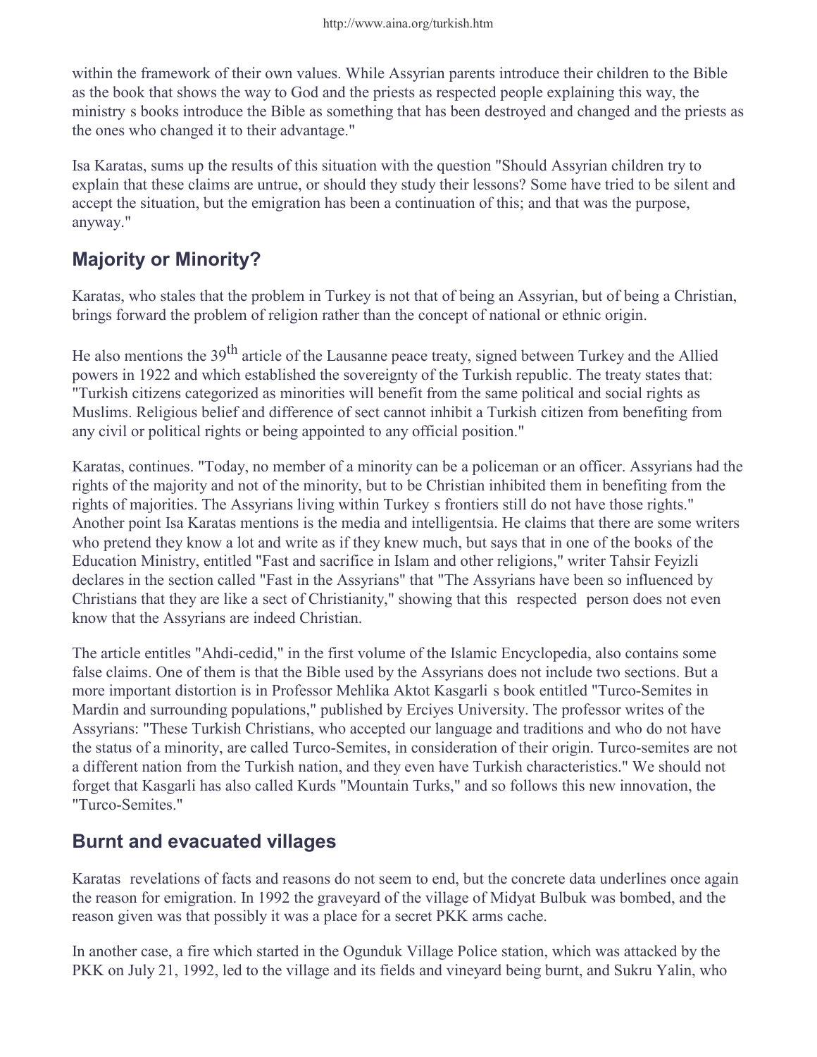within the framework of their own values. While Assyrian parents introduce their children to the Bible as the book that shows the way to God and the priests as respected people explaining this way, the ministry s books introduce the Bible as something that has been destroyed and changed and the priests as the ones who changed it to their advantage."

Isa Karatas, sums up the results of this situation with the question "Should Assyrian children try to explain that these claims are untrue, or should they study their lessons? Some have tried to be silent and accept the situation, but the emigration has been a continuation of this; and that was the purpose, anyway."

## Majority or Minority?

Karatas, who stales that the problem in Turkey is not that of being an Assyrian, but of being a Christian, brings forward the problem of religion rather than the concept of national or ethnic origin.

He also mentions the 39th article of the Lausanne peace treaty, signed between Turkey and the Allied powers in 1922 and which established the sovereignty of the Turkish republic. The treaty states that: "Turkish citizens categorized as minorities will benefit from the same political and social rights as Muslims. Religious belief and difference of sect cannot inhibit a Turkish citizen from benefiting from any civil or political rights or being appointed to any official position."

Karatas, continues. "Today, no member of a minority can be a policeman or an officer. Assyrians had the rights of the majority and not of the minority, but to be Christian inhibited them in benefiting from the rights of majorities. The Assyrians living within Turkey s frontiers still do not have those rights." Another point Isa Karatas mentions is the media and intelligentsia. He claims that there are some writers who pretend they know a lot and write as if they knew much, but says that in one of the books of the Education Ministry, entitled "Fast and sacrifice in Islam and other religions," writer Tahsir Feyizli declares in the section called "Fast in the Assyrians" that "The Assyrians have been so influenced by Christians that they are like a sect of Christianity," showing that this respected person does not even know that the Assyrians are indeed Christian.

The article entitles "Ahdi-cedid," in the first volume of the Islamic Encyclopedia, also contains some false claims. One of them is that the Bible used by the Assyrians does not include two sections. But a more important distortion is in Professor Mehlika Aktot Kasgarli s book entitled "Turco-Semites in Mardin and surrounding populations," published by Erciyes University. The professor writes of the Assyrians: "These Turkish Christians, who accepted our language and traditions and who do not have the status of a minority, are called Turco-Semites, in consideration of their origin. Turco-semites are not a different nation from the Turkish nation, and they even have Turkish characteristics." We should not forget that Kasgarli has also called Kurds "Mountain Turks," and so follows this new innovation, the "Turco-Semites."

## Burnt and evacuated villages

Karatas revelations of facts and reasons do not seem to end, but the concrete data underlines once again the reason for emigration. In 1992 the graveyard of the village of Midyat Bulbuk was bombed, and the reason given was that possibly it was a place for a secret PKK arms cache.

In another case, a fire which started in the Ogunduk Village Police station, which was attacked by the PKK on July 21, 1992, led to the village and its fields and vineyard being burnt, and Sukru Yalin, who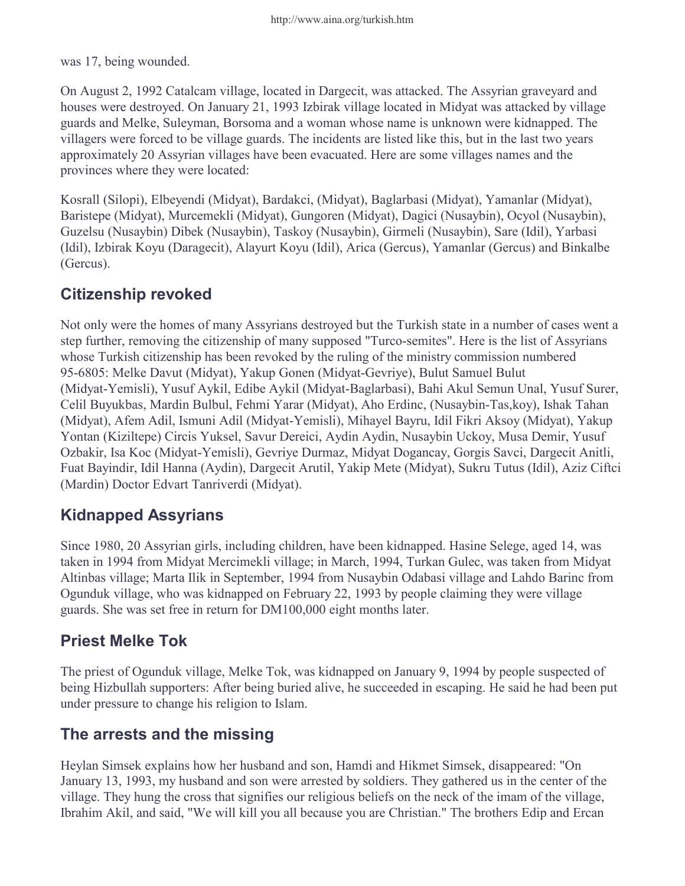was 17, being wounded.

On August 2, 1992 Catalcam village, located in Dargecit, was attacked. The Assyrian graveyard and houses were destroyed. On January 21, 1993 Izbirak village located in Midyat was attacked by village guards and Melke, Suleyman, Borsoma and a woman whose name is unknown were kidnapped. The villagers were forced to be village guards. The incidents are listed like this, but in the last two years approximately 20 Assyrian villages have been evacuated. Here are some villages names and the provinces where they were located:

Kosrall (Silopi), Elbeyendi (Midyat), Bardakci, (Midyat), Baglarbasi (Midyat), Yamanlar (Midyat), Baristepe (Midyat), Murcemekli (Midyat), Gungoren (Midyat), Dagici (Nusaybin), Ocyol (Nusaybin), Guzelsu (Nusaybin) Dibek (Nusaybin), Taskoy (Nusaybin), Girmeli (Nusaybin), Sare (Idil), Yarbasi (Idil), Izbirak Koyu (Daragecit), Alayurt Koyu (Idil), Arica (Gercus), Yamanlar (Gercus) and Binkalbe (Gercus).

## Citizenship revoked

Not only were the homes of many Assyrians destroyed but the Turkish state in a number of cases went a step further, removing the citizenship of many supposed "Turco-semites". Here is the list of Assyrians whose Turkish citizenship has been revoked by the ruling of the ministry commission numbered 95-6805: Melke Davut (Midyat), Yakup Gonen (Midyat-Gevriye), Bulut Samuel Bulut (Midyat-Yemisli), Yusuf Aykil, Edibe Aykil (Midyat-Baglarbasi), Bahi Akul Semun Unal, Yusuf Surer, Celil Buyukbas, Mardin Bulbul, Fehmi Yarar (Midyat), Aho Erdinc, (Nusaybin-Tas,koy), Ishak Tahan (Midyat), Afem Adil, Ismuni Adil (Midyat-Yemisli), Mihayel Bayru, Idil Fikri Aksoy (Midyat), Yakup Yontan (Kiziltepe) Circis Yuksel, Savur Dereici, Aydin Aydin, Nusaybin Uckoy, Musa Demir, Yusuf Ozbakir, Isa Koc (Midyat-Yemisli), Gevriye Durmaz, Midyat Dogancay, Gorgis Savci, Dargecit Anitli, Fuat Bayindir, Idil Hanna (Aydin), Dargecit Arutil, Yakip Mete (Midyat), Sukru Tutus (Idil), Aziz Ciftci (Mardin) Doctor Edvart Tanriverdi (Midyat).

## Kidnapped Assyrians

Since 1980, 20 Assyrian girls, including children, have been kidnapped. Hasine Selege, aged 14, was taken in 1994 from Midyat Mercimekli village; in March, 1994, Turkan Gulec, was taken from Midyat Altinbas village; Marta Ilik in September, 1994 from Nusaybin Odabasi village and Lahdo Barinc from Ogunduk village, who was kidnapped on February 22, 1993 by people claiming they were village guards. She was set free in return for DM100,000 eight months later.

## Priest Melke Tok

The priest of Ogunduk village, Melke Tok, was kidnapped on January 9, 1994 by people suspected of being Hizbullah supporters: After being buried alive, he succeeded in escaping. He said he had been put under pressure to change his religion to Islam.

## The arrests and the missing

Heylan Simsek explains how her husband and son, Hamdi and Hikmet Simsek, disappeared: "On January 13, 1993, my husband and son were arrested by soldiers. They gathered us in the center of the village. They hung the cross that signifies our religious beliefs on the neck of the imam of the village, Ibrahim Akil, and said, "We will kill you all because you are Christian." The brothers Edip and Ercan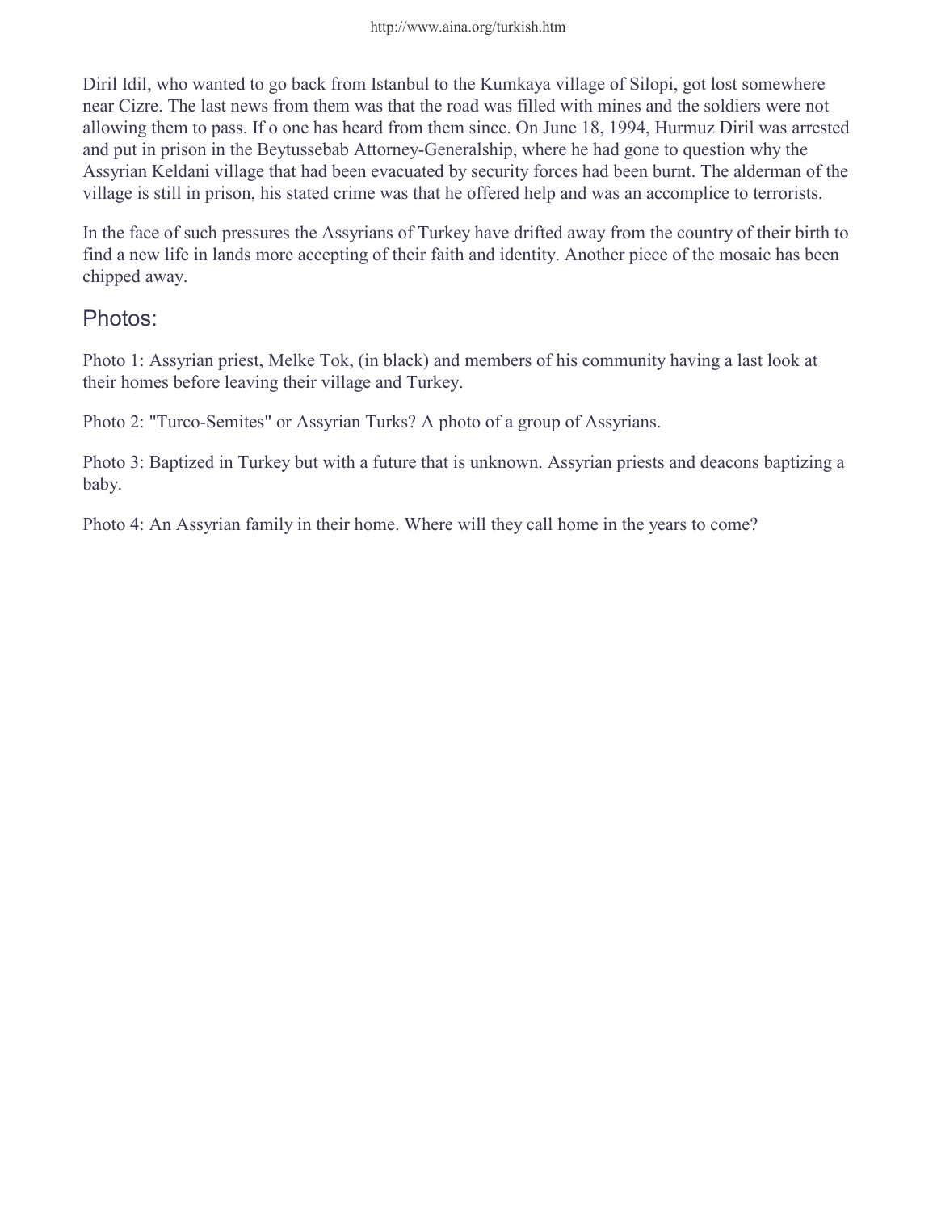Diril Idil, who wanted to go back from Istanbul to the Kumkaya village of Silopi, got lost somewhere near Cizre. The last news from them was that the road was filled with mines and the soldiers were not allowing them to pass. If o one has heard from them since. On June 18, 1994, Hurmuz Diril was arrested and put in prison in the Beytussebab Attorney-Generalship, where he had gone to question why the Assyrian Keldani village that had been evacuated by security forces had been burnt. The alderman of the village is still in prison, his stated crime was that he offered help and was an accomplice to terrorists.

In the face of such pressures the Assyrians of Turkey have drifted away from the country of their birth to find a new life in lands more accepting of their faith and identity. Another piece of the mosaic has been chipped away.

## Photos:

Photo 1: Assyrian priest, Melke Tok, (in black) and members of his community having a last look at their homes before leaving their village and Turkey.

Photo 2: "Turco-Semites" or Assyrian Turks? A photo of a group of Assyrians.

Photo 3: Baptized in Turkey but with a future that is unknown. Assyrian priests and deacons baptizing a baby.

Photo 4: An Assyrian family in their home. Where will they call home in the years to come?